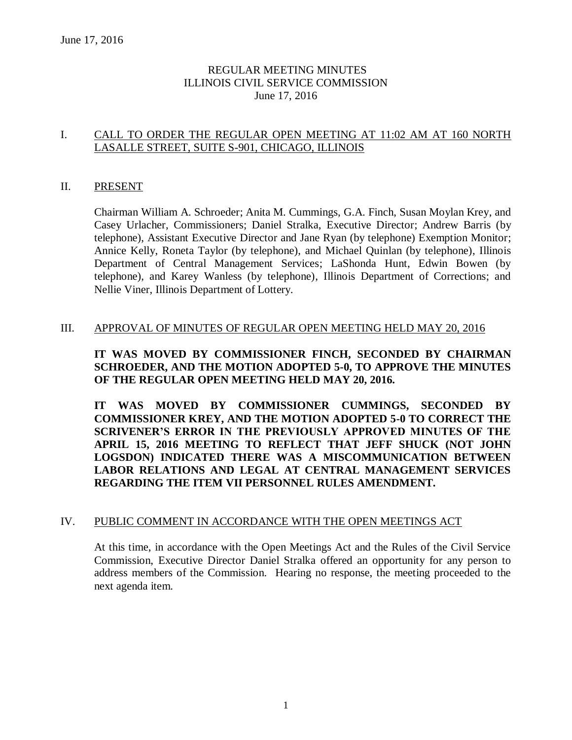June 17, 2016

REGULAR MEETING MINUTES
ILLINOIS CIVIL SERVICE COMMISSION
June 17, 2016

## I. CALL TO ORDER THE REGULAR OPEN MEETING AT 11:02 AM AT 160 NORTH LASALLE STREET, SUITE S-901, CHICAGO, ILLINOIS

## II. PRESENT

Chairman William A. Schroeder; Anita M. Cummings, G.A. Finch, Susan Moylan Krey, and Casey Urlacher, Commissioners; Daniel Stralka, Executive Director; Andrew Barris (by telephone), Assistant Executive Director and Jane Ryan (by telephone) Exemption Monitor; Annice Kelly, Roneta Taylor (by telephone), and Michael Quinlan (by telephone), Illinois Department of Central Management Services; LaShonda Hunt, Edwin Bowen (by telephone), and Karey Wanless (by telephone), Illinois Department of Corrections; and Nellie Viner, Illinois Department of Lottery.

## III. APPROVAL OF MINUTES OF REGULAR OPEN MEETING HELD MAY 20, 2016

**IT WAS MOVED BY COMMISSIONER FINCH, SECONDED BY CHAIRMAN SCHROEDER, AND THE MOTION ADOPTED 5-0, TO APPROVE THE MINUTES OF THE REGULAR OPEN MEETING HELD MAY 20, 2016.**

**IT WAS MOVED BY COMMISSIONER CUMMINGS, SECONDED BY COMMISSIONER KREY, AND THE MOTION ADOPTED 5-0 TO CORRECT THE SCRIVENER'S ERROR IN THE PREVIOUSLY APPROVED MINUTES OF THE APRIL 15, 2016 MEETING TO REFLECT THAT JEFF SHUCK (NOT JOHN LOGSDON) INDICATED THERE WAS A MISCOMMUNICATION BETWEEN LABOR RELATIONS AND LEGAL AT CENTRAL MANAGEMENT SERVICES REGARDING THE ITEM VII PERSONNEL RULES AMENDMENT.**

## IV. PUBLIC COMMENT IN ACCORDANCE WITH THE OPEN MEETINGS ACT

At this time, in accordance with the Open Meetings Act and the Rules of the Civil Service Commission, Executive Director Daniel Stralka offered an opportunity for any person to address members of the Commission. Hearing no response, the meeting proceeded to the next agenda item.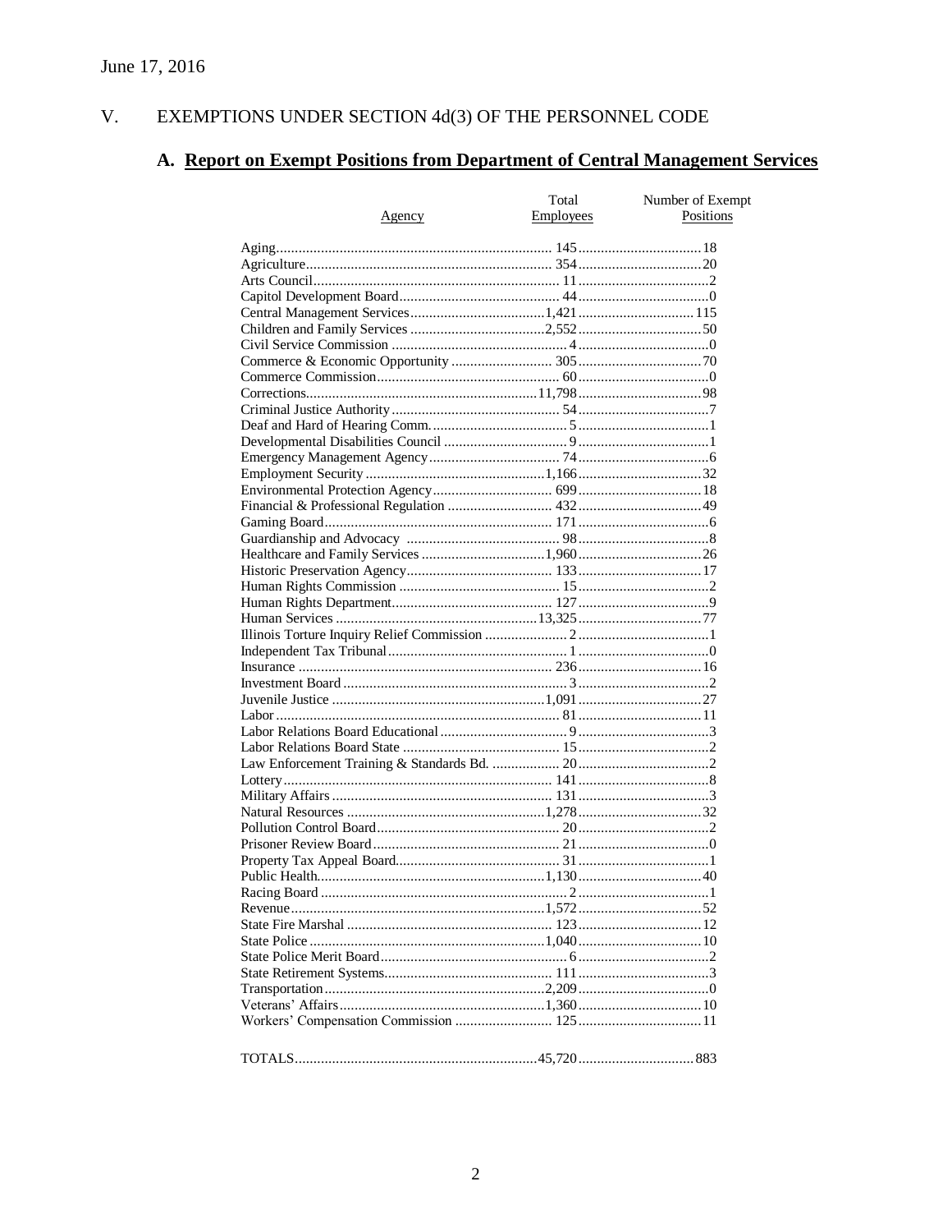June 17, 2016

# V. EXEMPTIONS UNDER SECTION 4d(3) OF THE PERSONNEL CODE

## A. Report on Exempt Positions from Department of Central Management Services

| Agency | Total Employees | Number of Exempt Positions |
|---|---|---|
| Aging | 145 | 18 |
| Agriculture | 354 | 20 |
| Arts Council | 11 | 2 |
| Capitol Development Board | 44 | 0 |
| Central Management Services | 1,421 | 115 |
| Children and Family Services | 2,552 | 50 |
| Civil Service Commission | 4 | 0 |
| Commerce & Economic Opportunity | 305 | 70 |
| Commerce Commission | 60 | 0 |
| Corrections | 11,798 | 98 |
| Criminal Justice Authority | 54 | 7 |
| Deaf and Hard of Hearing Comm. | 5 | 1 |
| Developmental Disabilities Council | 9 | 1 |
| Emergency Management Agency | 74 | 6 |
| Employment Security | 1,166 | 32 |
| Environmental Protection Agency | 699 | 18 |
| Financial & Professional Regulation | 432 | 49 |
| Gaming Board | 171 | 6 |
| Guardianship and Advocacy | 98 | 8 |
| Healthcare and Family Services | 1,960 | 26 |
| Historic Preservation Agency | 133 | 17 |
| Human Rights Commission | 15 | 2 |
| Human Rights Department | 127 | 9 |
| Human Services | 13,325 | 77 |
| Illinois Torture Inquiry Relief Commission | 2 | 1 |
| Independent Tax Tribunal | 1 | 0 |
| Insurance | 236 | 16 |
| Investment Board | 3 | 2 |
| Juvenile Justice | 1,091 | 27 |
| Labor | 81 | 11 |
| Labor Relations Board Educational | 9 | 3 |
| Labor Relations Board State | 15 | 2 |
| Law Enforcement Training & Standards Bd. | 20 | 2 |
| Lottery | 141 | 8 |
| Military Affairs | 131 | 3 |
| Natural Resources | 1,278 | 32 |
| Pollution Control Board | 20 | 2 |
| Prisoner Review Board | 21 | 0 |
| Property Tax Appeal Board | 31 | 1 |
| Public Health | 1,130 | 40 |
| Racing Board | 2 | 1 |
| Revenue | 1,572 | 52 |
| State Fire Marshal | 123 | 12 |
| State Police | 1,040 | 10 |
| State Police Merit Board | 6 | 2 |
| State Retirement Systems | 111 | 3 |
| Transportation | 2,209 | 0 |
| Veterans' Affairs | 1,360 | 10 |
| Workers' Compensation Commission | 125 | 11 |
| TOTALS | 45,720 | 883 |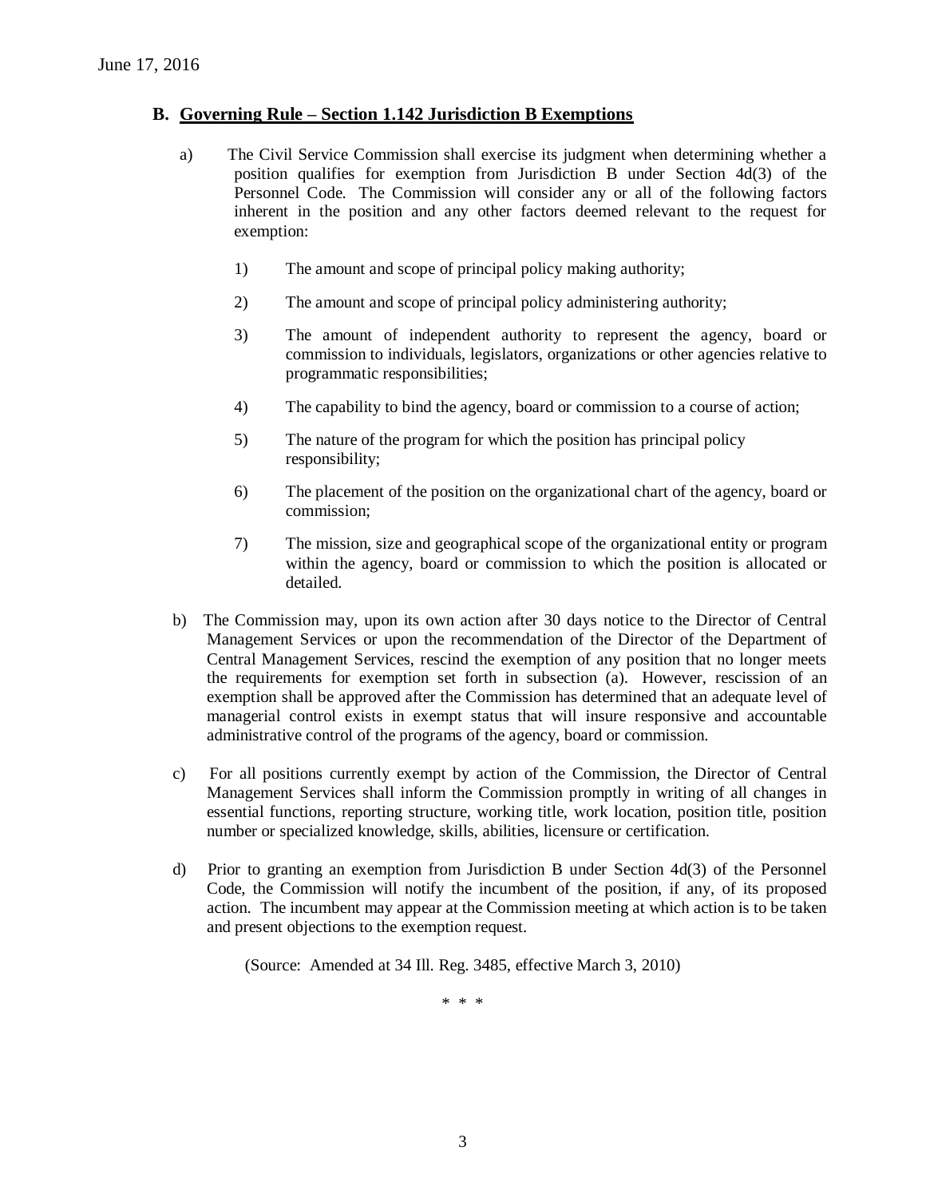June 17, 2016

## B. Governing Rule – Section 1.142 Jurisdiction B Exemptions

a) The Civil Service Commission shall exercise its judgment when determining whether a position qualifies for exemption from Jurisdiction B under Section 4d(3) of the Personnel Code. The Commission will consider any or all of the following factors inherent in the position and any other factors deemed relevant to the request for exemption:

1) The amount and scope of principal policy making authority;

2) The amount and scope of principal policy administering authority;

3) The amount of independent authority to represent the agency, board or commission to individuals, legislators, organizations or other agencies relative to programmatic responsibilities;

4) The capability to bind the agency, board or commission to a course of action;

5) The nature of the program for which the position has principal policy responsibility;

6) The placement of the position on the organizational chart of the agency, board or commission;

7) The mission, size and geographical scope of the organizational entity or program within the agency, board or commission to which the position is allocated or detailed.

b) The Commission may, upon its own action after 30 days notice to the Director of Central Management Services or upon the recommendation of the Director of the Department of Central Management Services, rescind the exemption of any position that no longer meets the requirements for exemption set forth in subsection (a). However, rescission of an exemption shall be approved after the Commission has determined that an adequate level of managerial control exists in exempt status that will insure responsive and accountable administrative control of the programs of the agency, board or commission.

c) For all positions currently exempt by action of the Commission, the Director of Central Management Services shall inform the Commission promptly in writing of all changes in essential functions, reporting structure, working title, work location, position title, position number or specialized knowledge, skills, abilities, licensure or certification.

d) Prior to granting an exemption from Jurisdiction B under Section 4d(3) of the Personnel Code, the Commission will notify the incumbent of the position, if any, of its proposed action. The incumbent may appear at the Commission meeting at which action is to be taken and present objections to the exemption request.

(Source: Amended at 34 Ill. Reg. 3485, effective March 3, 2010)

\* \* \*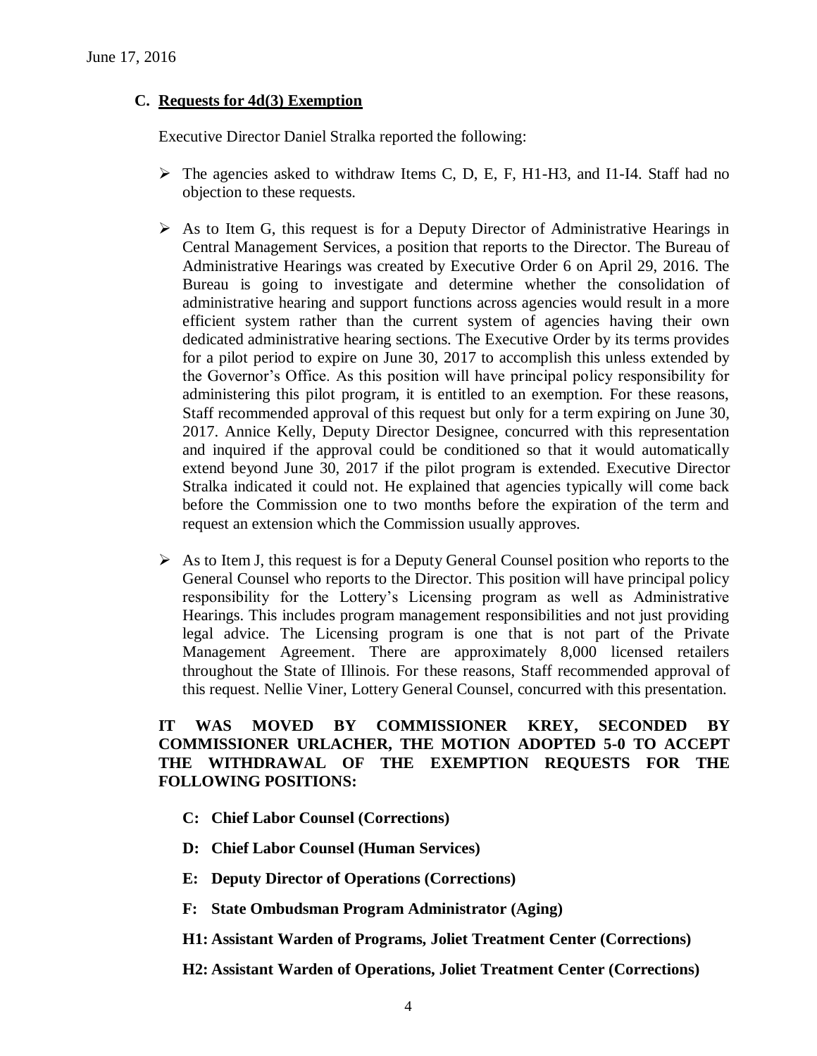June 17, 2016

### C. Requests for 4d(3) Exemption

Executive Director Daniel Stralka reported the following:

- The agencies asked to withdraw Items C, D, E, F, H1-H3, and I1-I4. Staff had no objection to these requests.

- As to Item G, this request is for a Deputy Director of Administrative Hearings in Central Management Services, a position that reports to the Director. The Bureau of Administrative Hearings was created by Executive Order 6 on April 29, 2016. The Bureau is going to investigate and determine whether the consolidation of administrative hearing and support functions across agencies would result in a more efficient system rather than the current system of agencies having their own dedicated administrative hearing sections. The Executive Order by its terms provides for a pilot period to expire on June 30, 2017 to accomplish this unless extended by the Governor's Office. As this position will have principal policy responsibility for administering this pilot program, it is entitled to an exemption. For these reasons, Staff recommended approval of this request but only for a term expiring on June 30, 2017. Annice Kelly, Deputy Director Designee, concurred with this representation and inquired if the approval could be conditioned so that it would automatically extend beyond June 30, 2017 if the pilot program is extended. Executive Director Stralka indicated it could not. He explained that agencies typically will come back before the Commission one to two months before the expiration of the term and request an extension which the Commission usually approves.

- As to Item J, this request is for a Deputy General Counsel position who reports to the General Counsel who reports to the Director. This position will have principal policy responsibility for the Lottery's Licensing program as well as Administrative Hearings. This includes program management responsibilities and not just providing legal advice. The Licensing program is one that is not part of the Private Management Agreement. There are approximately 8,000 licensed retailers throughout the State of Illinois. For these reasons, Staff recommended approval of this request. Nellie Viner, Lottery General Counsel, concurred with this presentation.

**IT WAS MOVED BY COMMISSIONER KREY, SECONDED BY COMMISSIONER URLACHER, THE MOTION ADOPTED 5-0 TO ACCEPT THE WITHDRAWAL OF THE EXEMPTION REQUESTS FOR THE FOLLOWING POSITIONS:**

- **C: Chief Labor Counsel (Corrections)**
- **D: Chief Labor Counsel (Human Services)**
- **E: Deputy Director of Operations (Corrections)**
- **F: State Ombudsman Program Administrator (Aging)**
- **H1: Assistant Warden of Programs, Joliet Treatment Center (Corrections)**
- **H2: Assistant Warden of Operations, Joliet Treatment Center (Corrections)**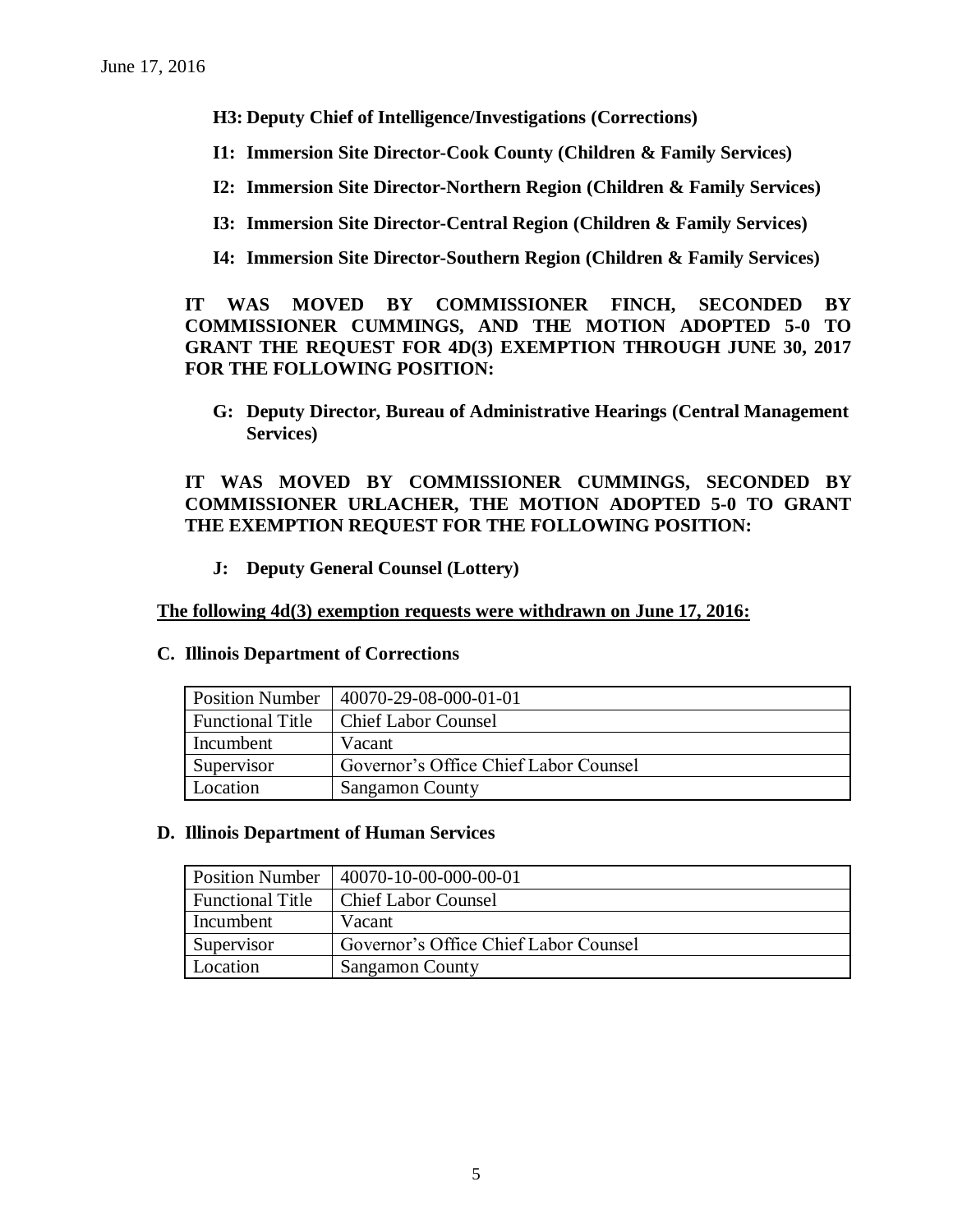**H3: Deputy Chief of Intelligence/Investigations (Corrections)**

**I1: Immersion Site Director-Cook County (Children & Family Services)**

**I2: Immersion Site Director-Northern Region (Children & Family Services)**

**I3: Immersion Site Director-Central Region (Children & Family Services)**

**I4: Immersion Site Director-Southern Region (Children & Family Services)**

**IT WAS MOVED BY COMMISSIONER FINCH, SECONDED BY COMMISSIONER CUMMINGS, AND THE MOTION ADOPTED 5-0 TO GRANT THE REQUEST FOR 4D(3) EXEMPTION THROUGH JUNE 30, 2017 FOR THE FOLLOWING POSITION:**

**G: Deputy Director, Bureau of Administrative Hearings (Central Management Services)**

**IT WAS MOVED BY COMMISSIONER CUMMINGS, SECONDED BY COMMISSIONER URLACHER, THE MOTION ADOPTED 5-0 TO GRANT THE EXEMPTION REQUEST FOR THE FOLLOWING POSITION:**

**J: Deputy General Counsel (Lottery)**

**The following 4d(3) exemption requests were withdrawn on June 17, 2016:**

**C. Illinois Department of Corrections**

| Position Number | 40070-29-08-000-01-01 |
|---|---|
| Functional Title | Chief Labor Counsel |
| Incumbent | Vacant |
| Supervisor | Governor's Office Chief Labor Counsel |
| Location | Sangamon County |

**D. Illinois Department of Human Services**

| Position Number | 40070-10-00-000-00-01 |
|---|---|
| Functional Title | Chief Labor Counsel |
| Incumbent | Vacant |
| Supervisor | Governor's Office Chief Labor Counsel |
| Location | Sangamon County |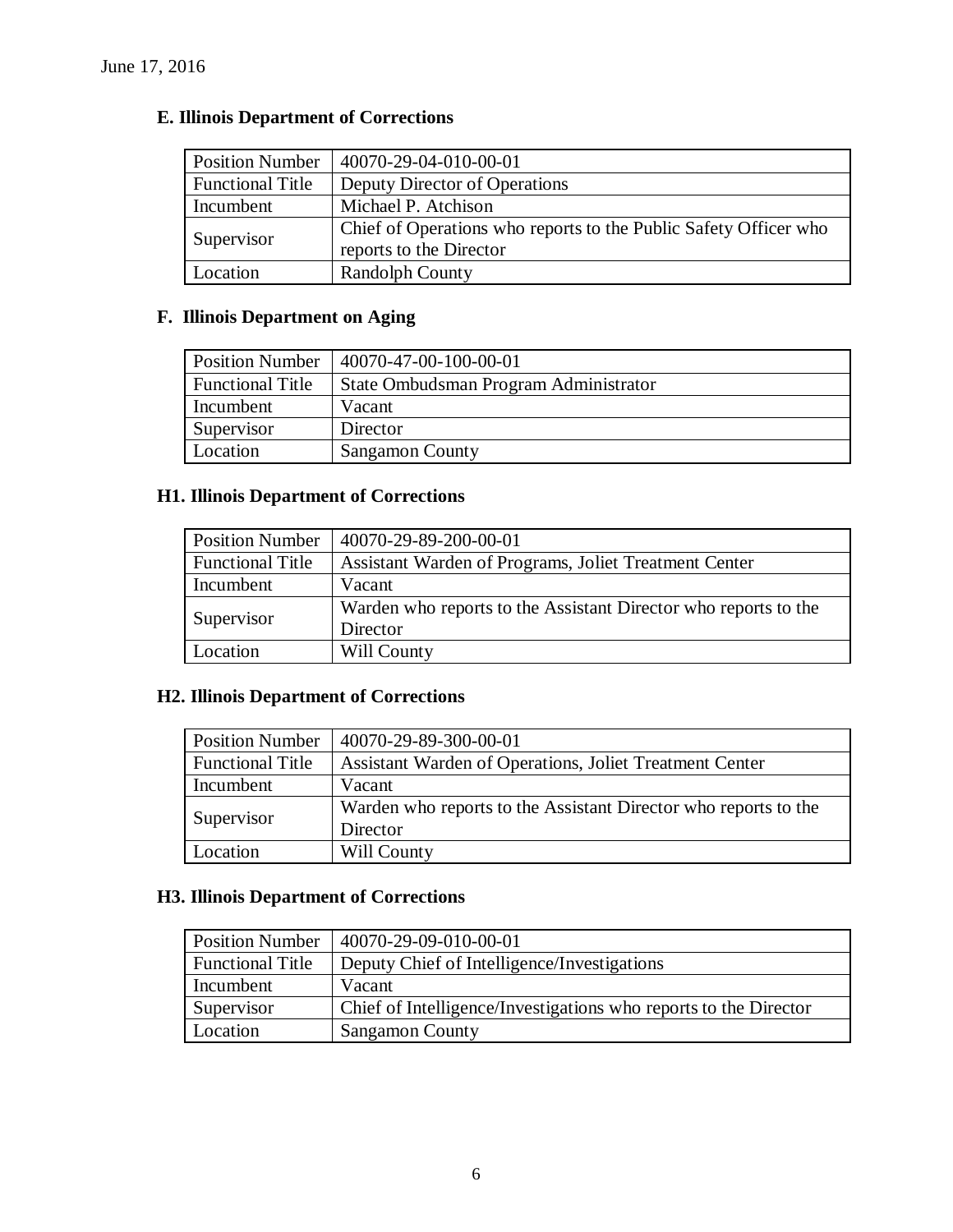June 17, 2016

### E. Illinois Department of Corrections

| Position Number | 40070-29-04-010-00-01 |
|---|---|
| Functional Title | Deputy Director of Operations |
| Incumbent | Michael P. Atchison |
| Supervisor | Chief of Operations who reports to the Public Safety Officer who reports to the Director |
| Location | Randolph County |

### F. Illinois Department on Aging

| Position Number | 40070-47-00-100-00-01 |
|---|---|
| Functional Title | State Ombudsman Program Administrator |
| Incumbent | Vacant |
| Supervisor | Director |
| Location | Sangamon County |

### H1. Illinois Department of Corrections

| Position Number | 40070-29-89-200-00-01 |
|---|---|
| Functional Title | Assistant Warden of Programs, Joliet Treatment Center |
| Incumbent | Vacant |
| Supervisor | Warden who reports to the Assistant Director who reports to the Director |
| Location | Will County |

### H2. Illinois Department of Corrections

| Position Number | 40070-29-89-300-00-01 |
|---|---|
| Functional Title | Assistant Warden of Operations, Joliet Treatment Center |
| Incumbent | Vacant |
| Supervisor | Warden who reports to the Assistant Director who reports to the Director |
| Location | Will County |

### H3. Illinois Department of Corrections

| Position Number | 40070-29-09-010-00-01 |
|---|---|
| Functional Title | Deputy Chief of Intelligence/Investigations |
| Incumbent | Vacant |
| Supervisor | Chief of Intelligence/Investigations who reports to the Director |
| Location | Sangamon County |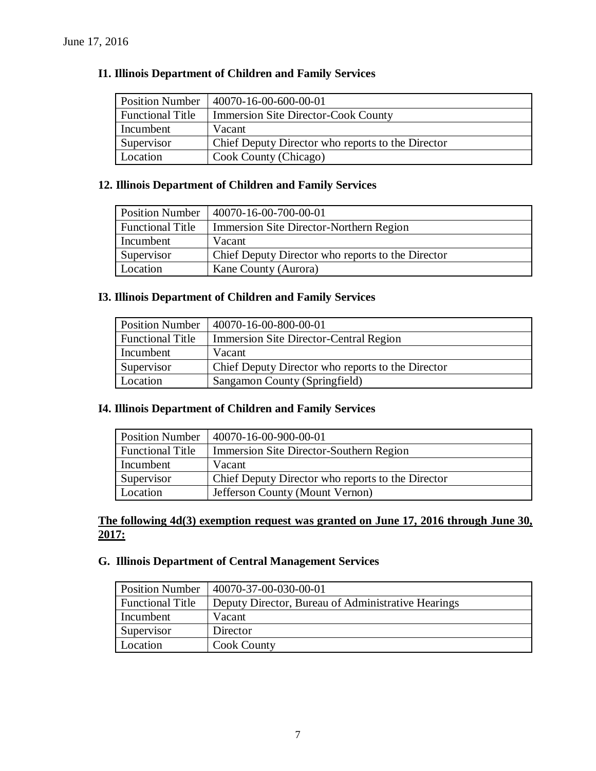June 17, 2016

### I1. Illinois Department of Children and Family Services

| Position Number | 40070-16-00-600-00-01 |
|---|---|
| Functional Title | Immersion Site Director-Cook County |
| Incumbent | Vacant |
| Supervisor | Chief Deputy Director who reports to the Director |
| Location | Cook County (Chicago) |

### 12. Illinois Department of Children and Family Services

| Position Number | 40070-16-00-700-00-01 |
|---|---|
| Functional Title | Immersion Site Director-Northern Region |
| Incumbent | Vacant |
| Supervisor | Chief Deputy Director who reports to the Director |
| Location | Kane County (Aurora) |

### I3. Illinois Department of Children and Family Services

| Position Number | 40070-16-00-800-00-01 |
|---|---|
| Functional Title | Immersion Site Director-Central Region |
| Incumbent | Vacant |
| Supervisor | Chief Deputy Director who reports to the Director |
| Location | Sangamon County (Springfield) |

### I4. Illinois Department of Children and Family Services

| Position Number | 40070-16-00-900-00-01 |
|---|---|
| Functional Title | Immersion Site Director-Southern Region |
| Incumbent | Vacant |
| Supervisor | Chief Deputy Director who reports to the Director |
| Location | Jefferson County (Mount Vernon) |

**The following 4d(3) exemption request was granted on June 17, 2016 through June 30, 2017:**

### G. Illinois Department of Central Management Services

| Position Number | 40070-37-00-030-00-01 |
|---|---|
| Functional Title | Deputy Director, Bureau of Administrative Hearings |
| Incumbent | Vacant |
| Supervisor | Director |
| Location | Cook County |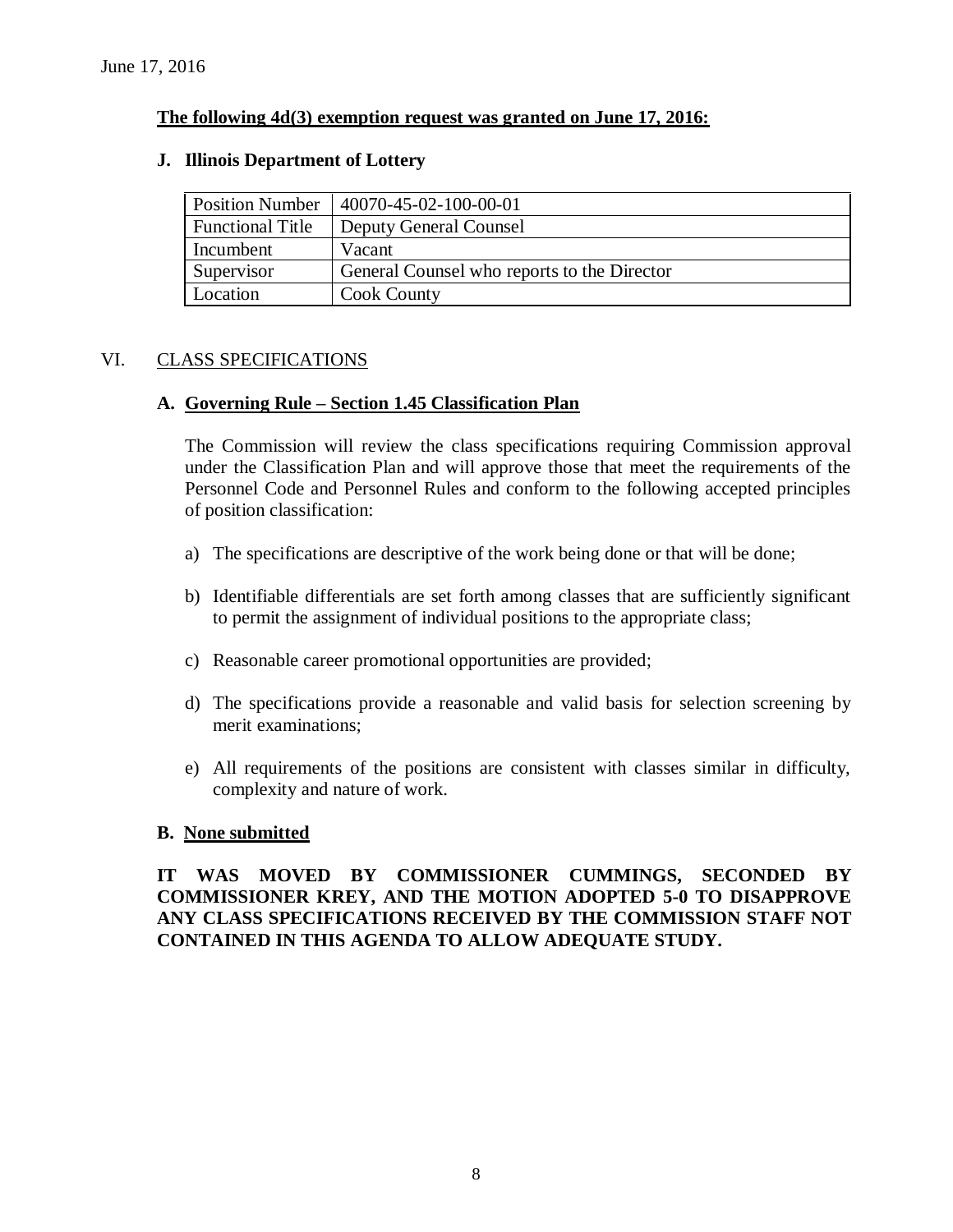June 17, 2016

**The following 4d(3) exemption request was granted on June 17, 2016:**

**J. Illinois Department of Lottery**

| Position Number | 40070-45-02-100-00-01 |
| --- | --- |
| Functional Title | Deputy General Counsel |
| Incumbent | Vacant |
| Supervisor | General Counsel who reports to the Director |
| Location | Cook County |

## VI. CLASS SPECIFICATIONS

### A. Governing Rule – Section 1.45 Classification Plan

The Commission will review the class specifications requiring Commission approval under the Classification Plan and will approve those that meet the requirements of the Personnel Code and Personnel Rules and conform to the following accepted principles of position classification:

a) The specifications are descriptive of the work being done or that will be done;

b) Identifiable differentials are set forth among classes that are sufficiently significant to permit the assignment of individual positions to the appropriate class;

c) Reasonable career promotional opportunities are provided;

d) The specifications provide a reasonable and valid basis for selection screening by merit examinations;

e) All requirements of the positions are consistent with classes similar in difficulty, complexity and nature of work.

### B. None submitted

**IT WAS MOVED BY COMMISSIONER CUMMINGS, SECONDED BY COMMISSIONER KREY, AND THE MOTION ADOPTED 5-0 TO DISAPPROVE ANY CLASS SPECIFICATIONS RECEIVED BY THE COMMISSION STAFF NOT CONTAINED IN THIS AGENDA TO ALLOW ADEQUATE STUDY.**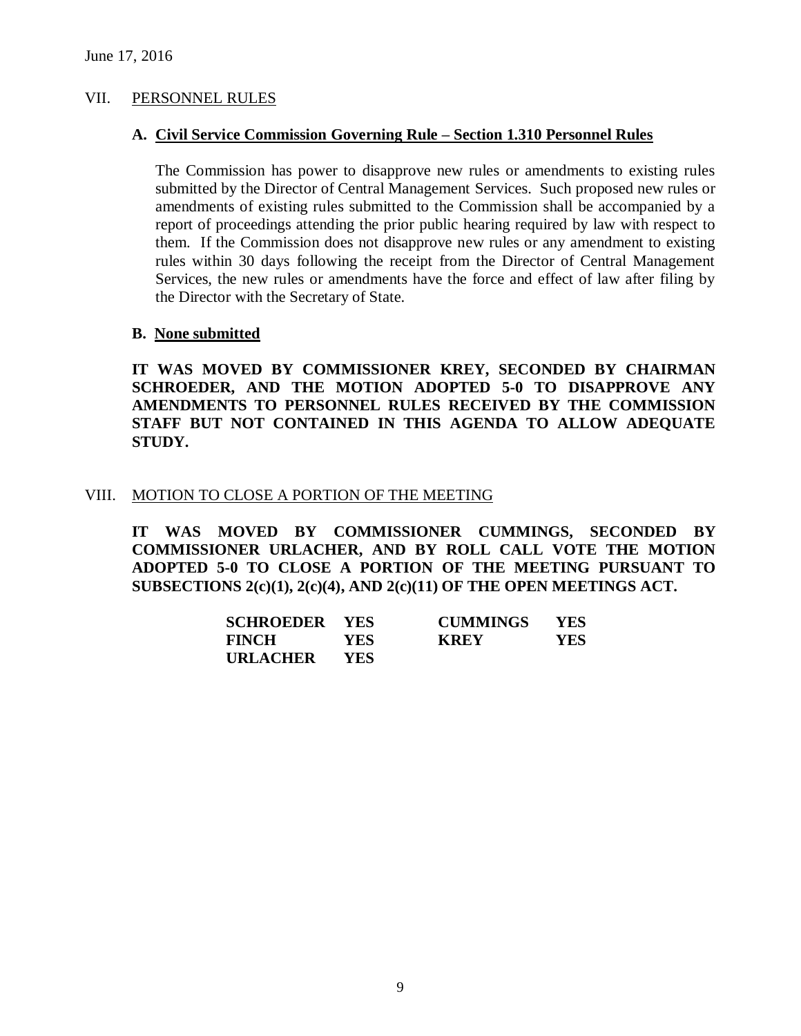June 17, 2016

## VII. PERSONNEL RULES

### A. Civil Service Commission Governing Rule – Section 1.310 Personnel Rules

The Commission has power to disapprove new rules or amendments to existing rules submitted by the Director of Central Management Services. Such proposed new rules or amendments of existing rules submitted to the Commission shall be accompanied by a report of proceedings attending the prior public hearing required by law with respect to them. If the Commission does not disapprove new rules or any amendment to existing rules within 30 days following the receipt from the Director of Central Management Services, the new rules or amendments have the force and effect of law after filing by the Director with the Secretary of State.

### B. None submitted

**IT WAS MOVED BY COMMISSIONER KREY, SECONDED BY CHAIRMAN SCHROEDER, AND THE MOTION ADOPTED 5-0 TO DISAPPROVE ANY AMENDMENTS TO PERSONNEL RULES RECEIVED BY THE COMMISSION STAFF BUT NOT CONTAINED IN THIS AGENDA TO ALLOW ADEQUATE STUDY.**

## VIII. MOTION TO CLOSE A PORTION OF THE MEETING

**IT WAS MOVED BY COMMISSIONER CUMMINGS, SECONDED BY COMMISSIONER URLACHER, AND BY ROLL CALL VOTE THE MOTION ADOPTED 5-0 TO CLOSE A PORTION OF THE MEETING PURSUANT TO SUBSECTIONS 2(c)(1), 2(c)(4), AND 2(c)(11) OF THE OPEN MEETINGS ACT.**

| | | | |
|---|---|---|---|
| **SCHROEDER** | **YES** | **CUMMINGS** | **YES** |
| **FINCH** | **YES** | **KREY** | **YES** |
| **URLACHER** | **YES** | | |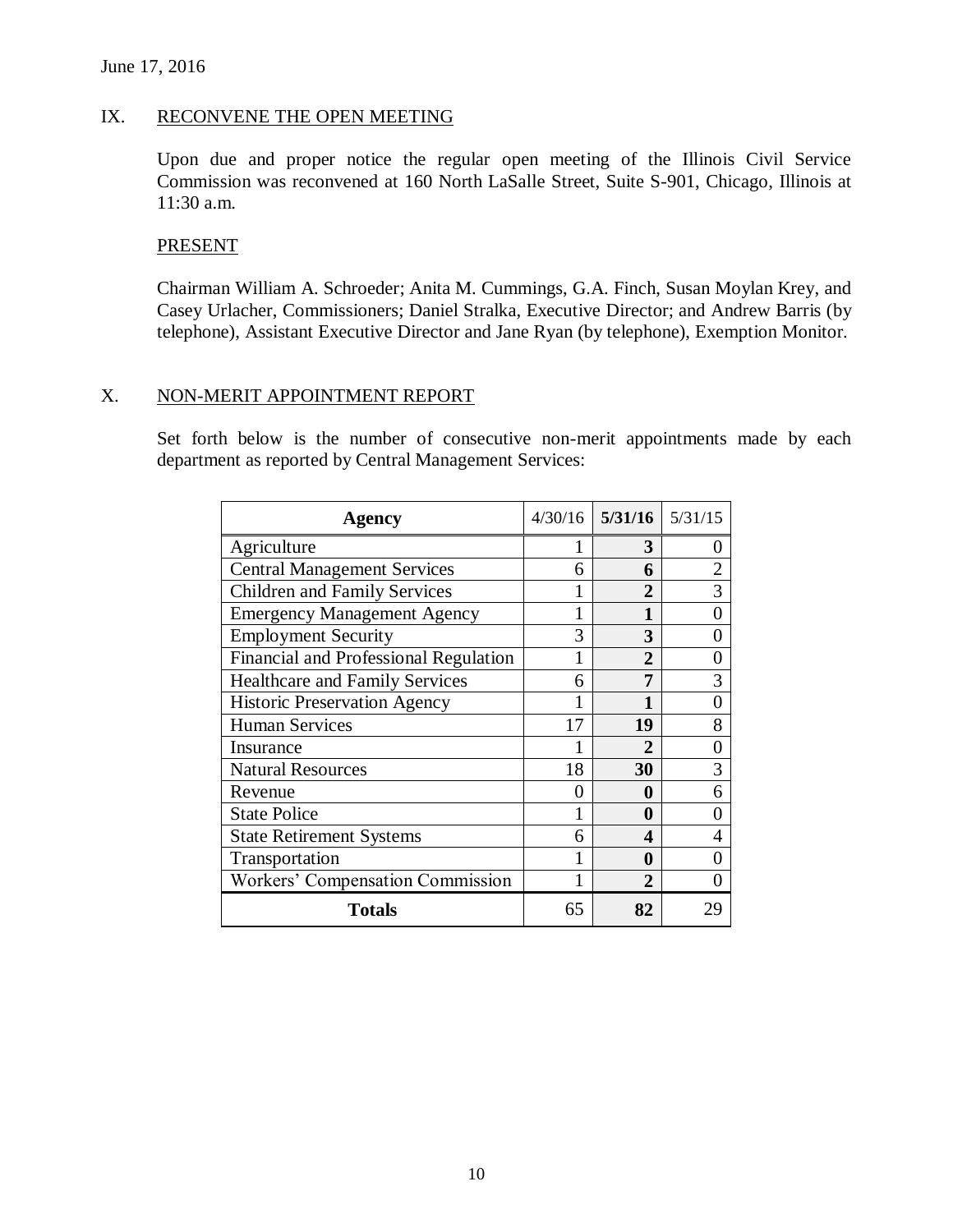June 17, 2016

## IX. RECONVENE THE OPEN MEETING

Upon due and proper notice the regular open meeting of the Illinois Civil Service Commission was reconvened at 160 North LaSalle Street, Suite S-901, Chicago, Illinois at 11:30 a.m.

### PRESENT

Chairman William A. Schroeder; Anita M. Cummings, G.A. Finch, Susan Moylan Krey, and Casey Urlacher, Commissioners; Daniel Stralka, Executive Director; and Andrew Barris (by telephone), Assistant Executive Director and Jane Ryan (by telephone), Exemption Monitor.

## X. NON-MERIT APPOINTMENT REPORT

Set forth below is the number of consecutive non-merit appointments made by each department as reported by Central Management Services:

| Agency | 4/30/16 | **5/31/16** | 5/31/15 |
|---|---|---|---|
| Agriculture | 1 | **3** | 0 |
| Central Management Services | 6 | **6** | 2 |
| Children and Family Services | 1 | **2** | 3 |
| Emergency Management Agency | 1 | **1** | 0 |
| Employment Security | 3 | **3** | 0 |
| Financial and Professional Regulation | 1 | **2** | 0 |
| Healthcare and Family Services | 6 | **7** | 3 |
| Historic Preservation Agency | 1 | **1** | 0 |
| Human Services | 17 | **19** | 8 |
| Insurance | 1 | **2** | 0 |
| Natural Resources | 18 | **30** | 3 |
| Revenue | 0 | **0** | 6 |
| State Police | 1 | **0** | 0 |
| State Retirement Systems | 6 | **4** | 4 |
| Transportation | 1 | **0** | 0 |
| Workers' Compensation Commission | 1 | **2** | 0 |
| **Totals** | 65 | **82** | 29 |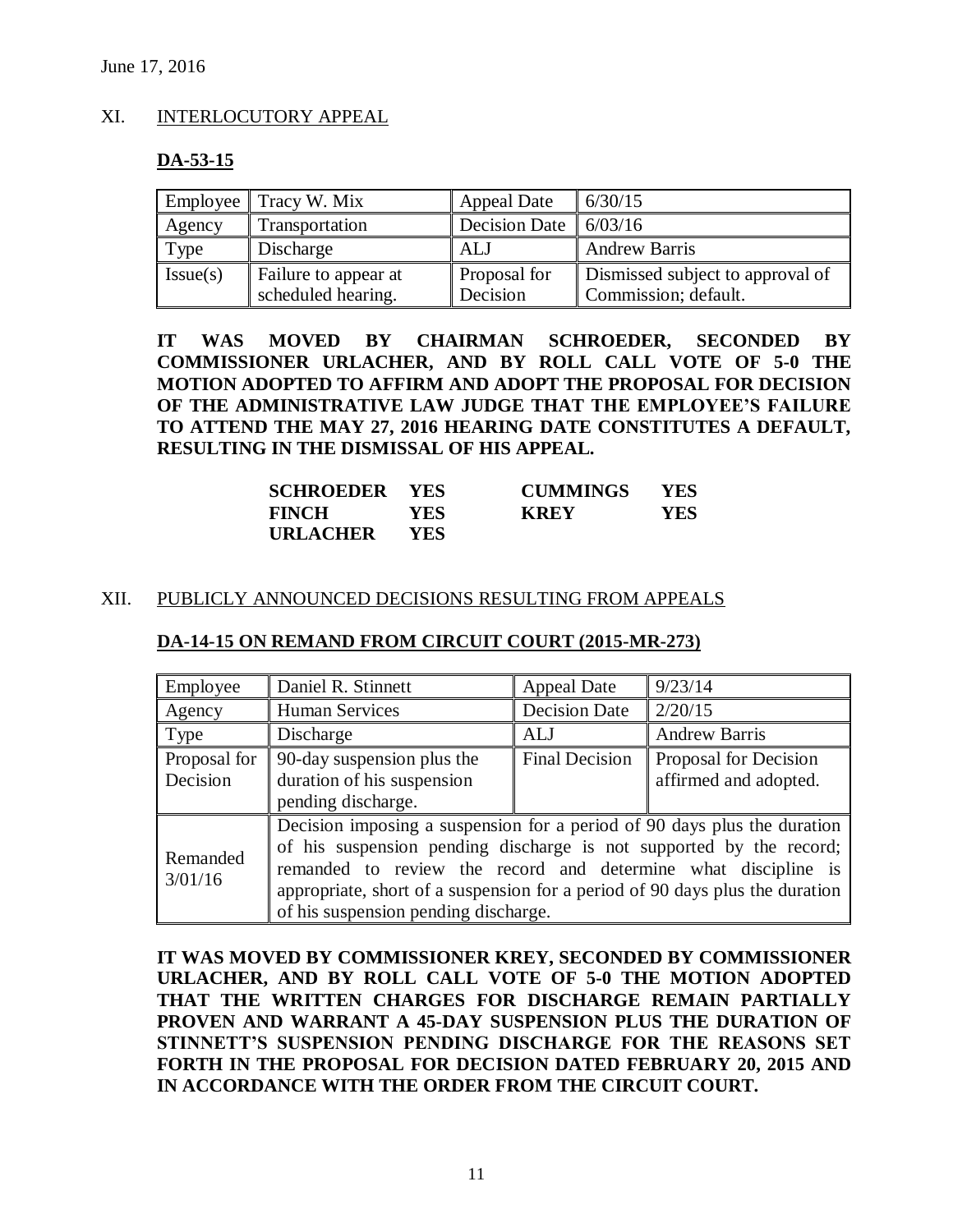June 17, 2016

## XI. INTERLOCUTORY APPEAL

### DA-53-15

| Employee | Tracy W. Mix | Appeal Date | 6/30/15 |
|---|---|---|---|
| Agency | Transportation | Decision Date | 6/03/16 |
| Type | Discharge | ALJ | Andrew Barris |
| Issue(s) | Failure to appear at scheduled hearing. | Proposal for Decision | Dismissed subject to approval of Commission; default. |

**IT WAS MOVED BY CHAIRMAN SCHROEDER, SECONDED BY COMMISSIONER URLACHER, AND BY ROLL CALL VOTE OF 5-0 THE MOTION ADOPTED TO AFFIRM AND ADOPT THE PROPOSAL FOR DECISION OF THE ADMINISTRATIVE LAW JUDGE THAT THE EMPLOYEE'S FAILURE TO ATTEND THE MAY 27, 2016 HEARING DATE CONSTITUTES A DEFAULT, RESULTING IN THE DISMISSAL OF HIS APPEAL.**

| | | | |
|---|---|---|---|
| **SCHROEDER** | **YES** | **CUMMINGS** | **YES** |
| **FINCH** | **YES** | **KREY** | **YES** |
| **URLACHER** | **YES** | | |

## XII. PUBLICLY ANNOUNCED DECISIONS RESULTING FROM APPEALS

### DA-14-15 ON REMAND FROM CIRCUIT COURT (2015-MR-273)

| Employee | Daniel R. Stinnett | Appeal Date | 9/23/14 |
|---|---|---|---|
| Agency | Human Services | Decision Date | 2/20/15 |
| Type | Discharge | ALJ | Andrew Barris |
| Proposal for Decision | 90-day suspension plus the duration of his suspension pending discharge. | Final Decision | Proposal for Decision affirmed and adopted. |
| Remanded 3/01/16 | Decision imposing a suspension for a period of 90 days plus the duration of his suspension pending discharge is not supported by the record; remanded to review the record and determine what discipline is appropriate, short of a suspension for a period of 90 days plus the duration of his suspension pending discharge. | | |

**IT WAS MOVED BY COMMISSIONER KREY, SECONDED BY COMMISSIONER URLACHER, AND BY ROLL CALL VOTE OF 5-0 THE MOTION ADOPTED THAT THE WRITTEN CHARGES FOR DISCHARGE REMAIN PARTIALLY PROVEN AND WARRANT A 45-DAY SUSPENSION PLUS THE DURATION OF STINNETT'S SUSPENSION PENDING DISCHARGE FOR THE REASONS SET FORTH IN THE PROPOSAL FOR DECISION DATED FEBRUARY 20, 2015 AND IN ACCORDANCE WITH THE ORDER FROM THE CIRCUIT COURT.**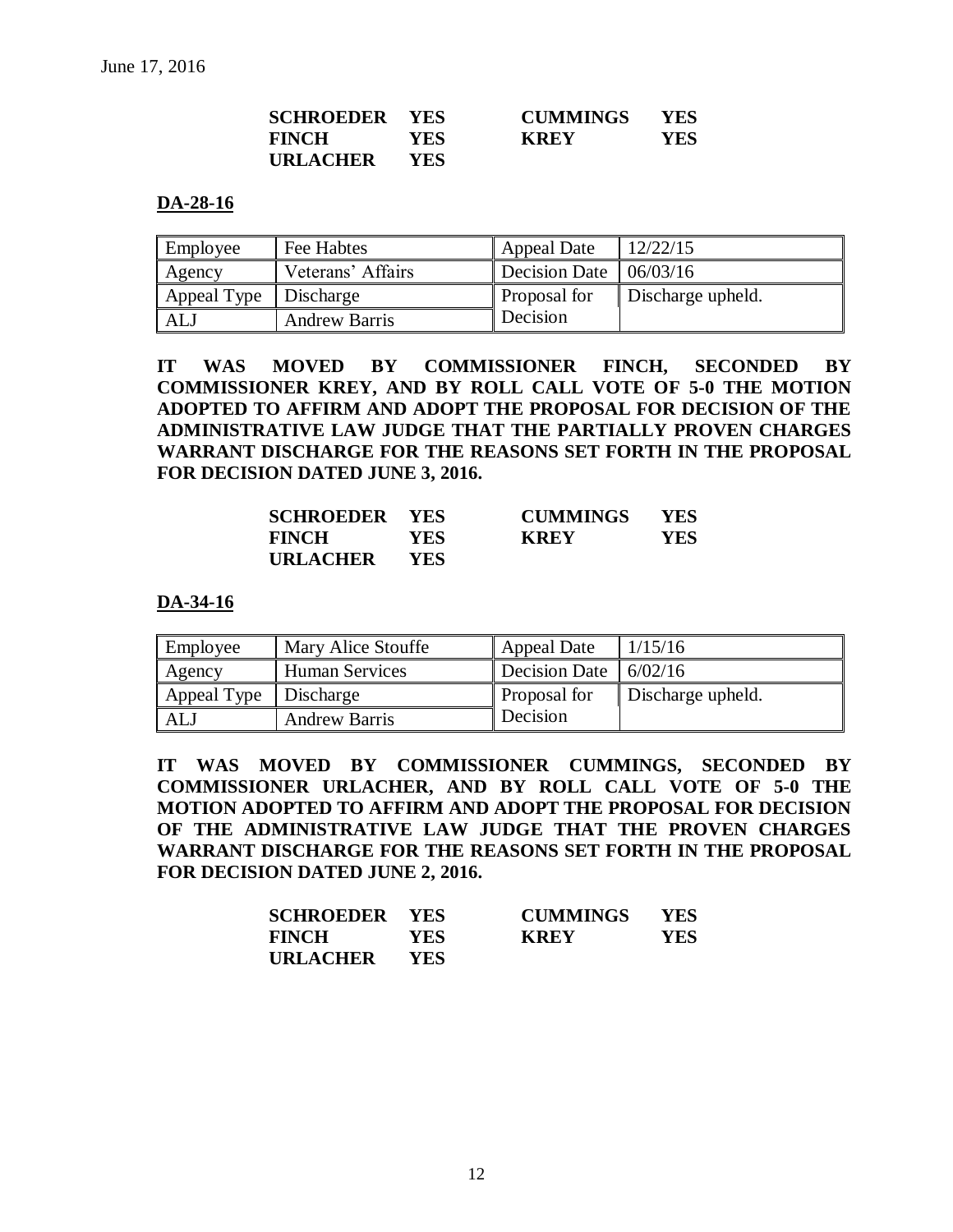| | | | |
|---|---|---|---|
| **SCHROEDER** | **YES** | **CUMMINGS** | **YES** |
| **FINCH** | **YES** | **KREY** | **YES** |
| **URLACHER** | **YES** | | |

**DA-28-16**

| Employee | Fee Habtes | Appeal Date | 12/22/15 |
|---|---|---|---|
| Agency | Veterans' Affairs | Decision Date | 06/03/16 |
| Appeal Type | Discharge | Proposal for Decision | Discharge upheld. |
| ALJ | Andrew Barris | | |

**IT WAS MOVED BY COMMISSIONER FINCH, SECONDED BY COMMISSIONER KREY, AND BY ROLL CALL VOTE OF 5-0 THE MOTION ADOPTED TO AFFIRM AND ADOPT THE PROPOSAL FOR DECISION OF THE ADMINISTRATIVE LAW JUDGE THAT THE PARTIALLY PROVEN CHARGES WARRANT DISCHARGE FOR THE REASONS SET FORTH IN THE PROPOSAL FOR DECISION DATED JUNE 3, 2016.**

| | | | |
|---|---|---|---|
| **SCHROEDER** | **YES** | **CUMMINGS** | **YES** |
| **FINCH** | **YES** | **KREY** | **YES** |
| **URLACHER** | **YES** | | |

**DA-34-16**

| Employee | Mary Alice Stouffe | Appeal Date | 1/15/16 |
|---|---|---|---|
| Agency | Human Services | Decision Date | 6/02/16 |
| Appeal Type | Discharge | Proposal for Decision | Discharge upheld. |
| ALJ | Andrew Barris | | |

**IT WAS MOVED BY COMMISSIONER CUMMINGS, SECONDED BY COMMISSIONER URLACHER, AND BY ROLL CALL VOTE OF 5-0 THE MOTION ADOPTED TO AFFIRM AND ADOPT THE PROPOSAL FOR DECISION OF THE ADMINISTRATIVE LAW JUDGE THAT THE PROVEN CHARGES WARRANT DISCHARGE FOR THE REASONS SET FORTH IN THE PROPOSAL FOR DECISION DATED JUNE 2, 2016.**

| | | | |
|---|---|---|---|
| **SCHROEDER** | **YES** | **CUMMINGS** | **YES** |
| **FINCH** | **YES** | **KREY** | **YES** |
| **URLACHER** | **YES** | | |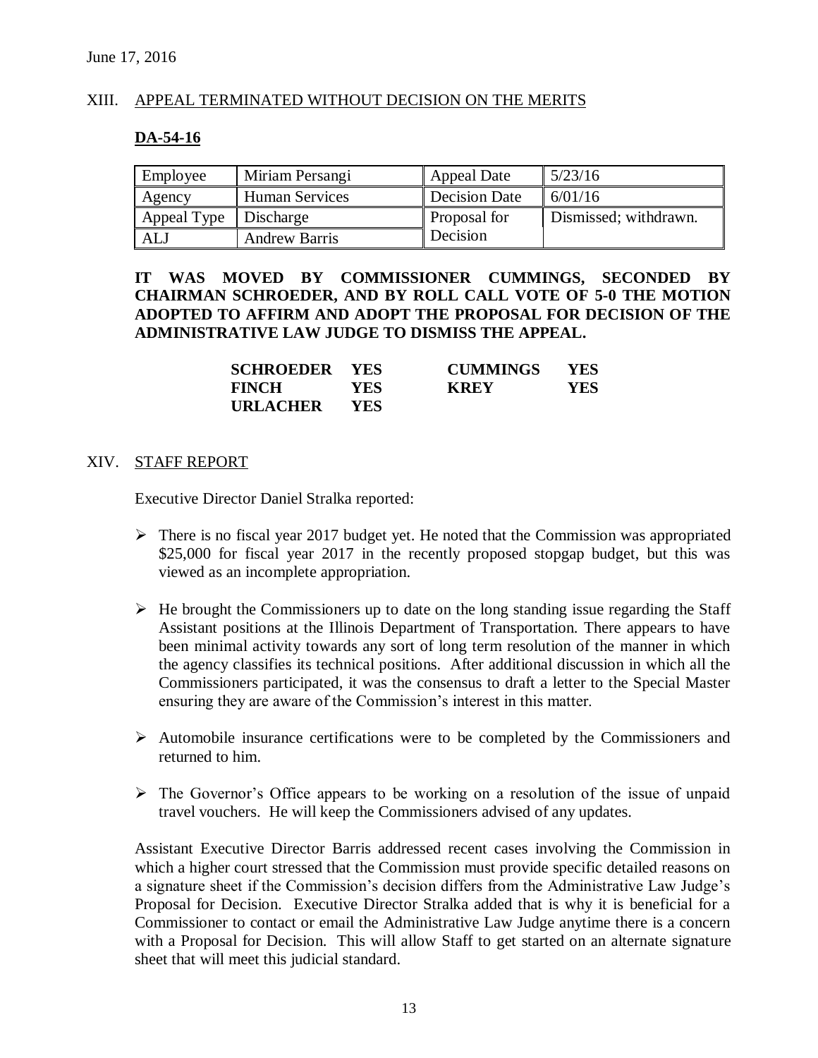June 17, 2016

## XIII. APPEAL TERMINATED WITHOUT DECISION ON THE MERITS

### DA-54-16

| Employee | Miriam Persangi | Appeal Date | 5/23/16 |
|---|---|---|---|
| Agency | Human Services | Decision Date | 6/01/16 |
| Appeal Type | Discharge | Proposal for Decision | Dismissed; withdrawn. |
| ALJ | Andrew Barris | | |

**IT WAS MOVED BY COMMISSIONER CUMMINGS, SECONDED BY CHAIRMAN SCHROEDER, AND BY ROLL CALL VOTE OF 5-0 THE MOTION ADOPTED TO AFFIRM AND ADOPT THE PROPOSAL FOR DECISION OF THE ADMINISTRATIVE LAW JUDGE TO DISMISS THE APPEAL.**

| | | | |
|---|---|---|---|
| **SCHROEDER** | **YES** | **CUMMINGS** | **YES** |
| **FINCH** | **YES** | **KREY** | **YES** |
| **URLACHER** | **YES** | | |

## XIV. STAFF REPORT

Executive Director Daniel Stralka reported:

- There is no fiscal year 2017 budget yet. He noted that the Commission was appropriated $25,000 for fiscal year 2017 in the recently proposed stopgap budget, but this was viewed as an incomplete appropriation.
- He brought the Commissioners up to date on the long standing issue regarding the Staff Assistant positions at the Illinois Department of Transportation. There appears to have been minimal activity towards any sort of long term resolution of the manner in which the agency classifies its technical positions. After additional discussion in which all the Commissioners participated, it was the consensus to draft a letter to the Special Master ensuring they are aware of the Commission's interest in this matter.
- Automobile insurance certifications were to be completed by the Commissioners and returned to him.
- The Governor's Office appears to be working on a resolution of the issue of unpaid travel vouchers. He will keep the Commissioners advised of any updates.

Assistant Executive Director Barris addressed recent cases involving the Commission in which a higher court stressed that the Commission must provide specific detailed reasons on a signature sheet if the Commission's decision differs from the Administrative Law Judge's Proposal for Decision. Executive Director Stralka added that is why it is beneficial for a Commissioner to contact or email the Administrative Law Judge anytime there is a concern with a Proposal for Decision. This will allow Staff to get started on an alternate signature sheet that will meet this judicial standard.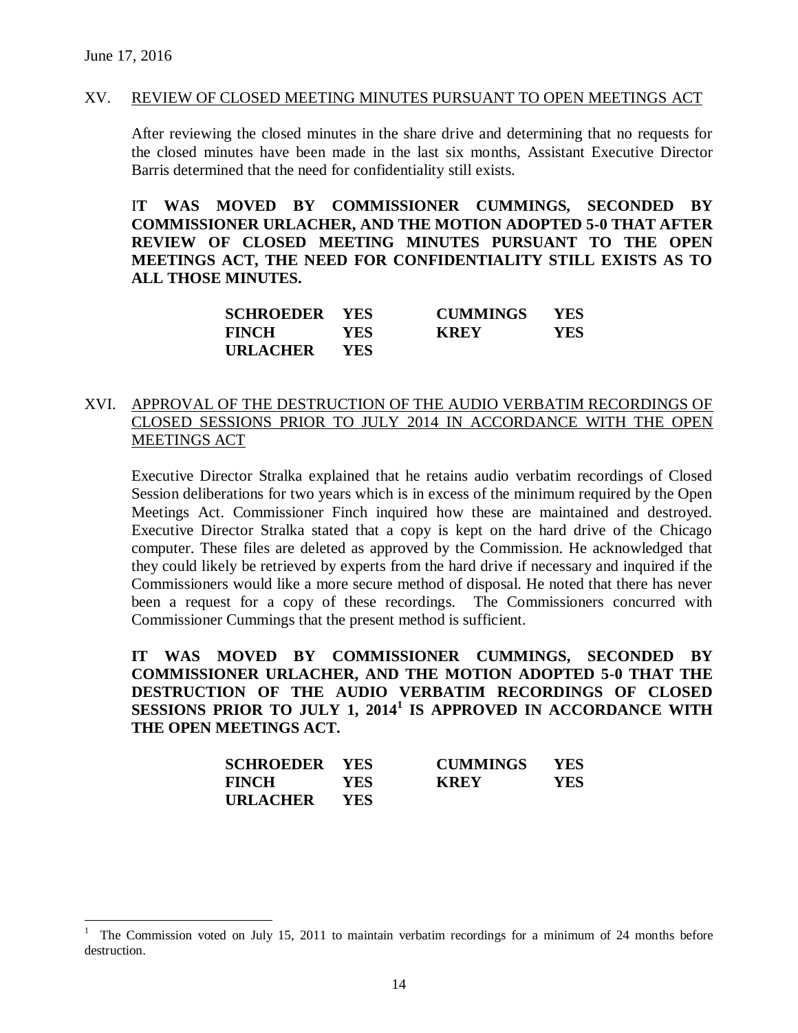June 17, 2016

## XV. REVIEW OF CLOSED MEETING MINUTES PURSUANT TO OPEN MEETINGS ACT

After reviewing the closed minutes in the share drive and determining that no requests for the closed minutes have been made in the last six months, Assistant Executive Director Barris determined that the need for confidentiality still exists.

**IT WAS MOVED BY COMMISSIONER CUMMINGS, SECONDED BY COMMISSIONER URLACHER, AND THE MOTION ADOPTED 5-0 THAT AFTER REVIEW OF CLOSED MEETING MINUTES PURSUANT TO THE OPEN MEETINGS ACT, THE NEED FOR CONFIDENTIALITY STILL EXISTS AS TO ALL THOSE MINUTES.**

| | | | |
|---|---|---|---|
| **SCHROEDER** | **YES** | **CUMMINGS** | **YES** |
| **FINCH** | **YES** | **KREY** | **YES** |
| **URLACHER** | **YES** | | |

## XVI. APPROVAL OF THE DESTRUCTION OF THE AUDIO VERBATIM RECORDINGS OF CLOSED SESSIONS PRIOR TO JULY 2014 IN ACCORDANCE WITH THE OPEN MEETINGS ACT

Executive Director Stralka explained that he retains audio verbatim recordings of Closed Session deliberations for two years which is in excess of the minimum required by the Open Meetings Act. Commissioner Finch inquired how these are maintained and destroyed. Executive Director Stralka stated that a copy is kept on the hard drive of the Chicago computer. These files are deleted as approved by the Commission. He acknowledged that they could likely be retrieved by experts from the hard drive if necessary and inquired if the Commissioners would like a more secure method of disposal. He noted that there has never been a request for a copy of these recordings. The Commissioners concurred with Commissioner Cummings that the present method is sufficient.

**IT WAS MOVED BY COMMISSIONER CUMMINGS, SECONDED BY COMMISSIONER URLACHER, AND THE MOTION ADOPTED 5-0 THAT THE DESTRUCTION OF THE AUDIO VERBATIM RECORDINGS OF CLOSED SESSIONS PRIOR TO JULY 1, 2014[1] IS APPROVED IN ACCORDANCE WITH THE OPEN MEETINGS ACT.**

| | | | |
|---|---|---|---|
| **SCHROEDER** | **YES** | **CUMMINGS** | **YES** |
| **FINCH** | **YES** | **KREY** | **YES** |
| **URLACHER** | **YES** | | |

[1] The Commission voted on July 15, 2011 to maintain verbatim recordings for a minimum of 24 months before destruction.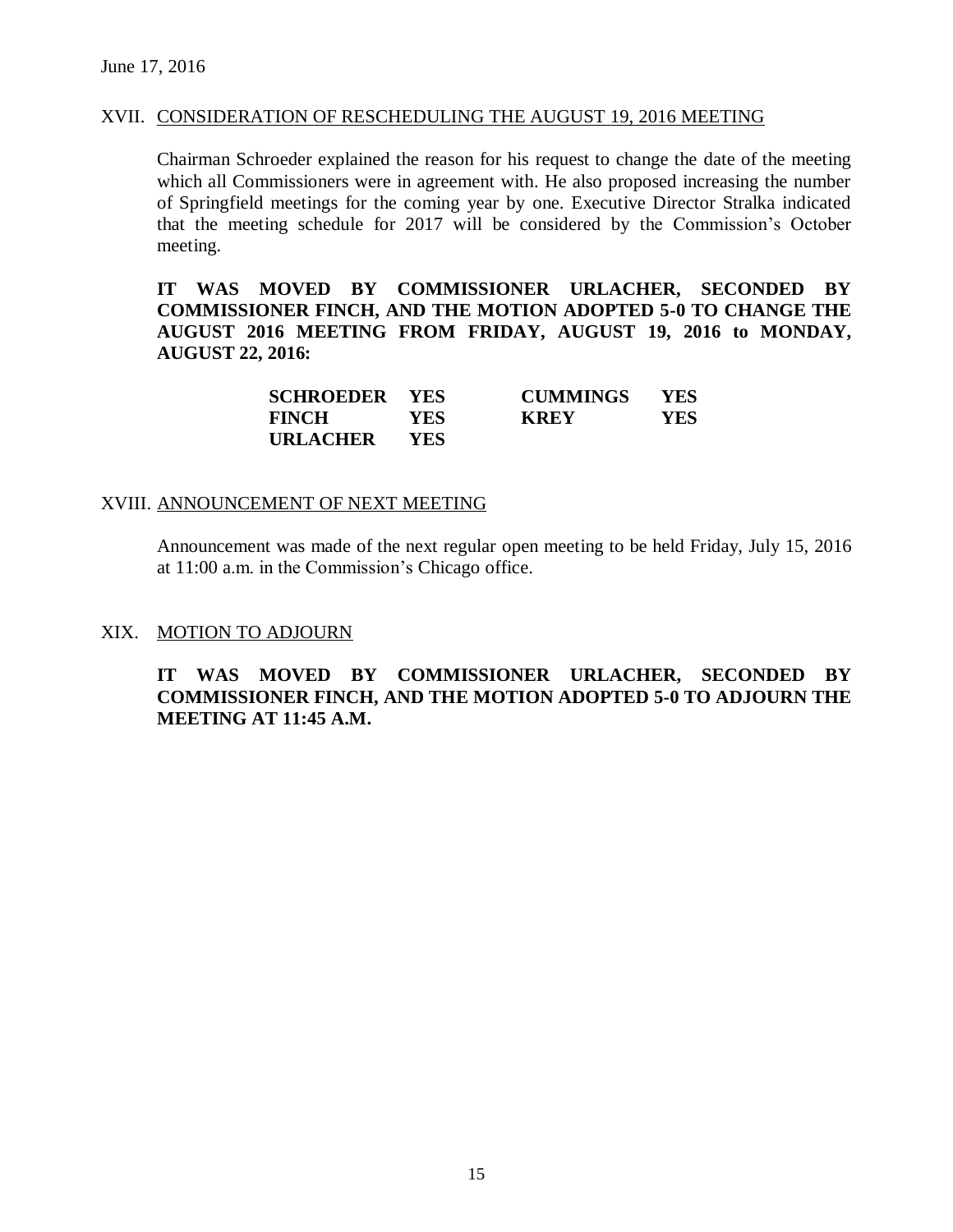June 17, 2016

## XVII. CONSIDERATION OF RESCHEDULING THE AUGUST 19, 2016 MEETING

Chairman Schroeder explained the reason for his request to change the date of the meeting which all Commissioners were in agreement with. He also proposed increasing the number of Springfield meetings for the coming year by one. Executive Director Stralka indicated that the meeting schedule for 2017 will be considered by the Commission's October meeting.

**IT WAS MOVED BY COMMISSIONER URLACHER, SECONDED BY COMMISSIONER FINCH, AND THE MOTION ADOPTED 5-0 TO CHANGE THE AUGUST 2016 MEETING FROM FRIDAY, AUGUST 19, 2016 to MONDAY, AUGUST 22, 2016:**

| | | | |
|---|---|---|---|
| **SCHROEDER** | **YES** | **CUMMINGS** | **YES** |
| **FINCH** | **YES** | **KREY** | **YES** |
| **URLACHER** | **YES** | | |

## XVIII. ANNOUNCEMENT OF NEXT MEETING

Announcement was made of the next regular open meeting to be held Friday, July 15, 2016 at 11:00 a.m. in the Commission's Chicago office.

## XIX. MOTION TO ADJOURN

**IT WAS MOVED BY COMMISSIONER URLACHER, SECONDED BY COMMISSIONER FINCH, AND THE MOTION ADOPTED 5-0 TO ADJOURN THE MEETING AT 11:45 A.M.**